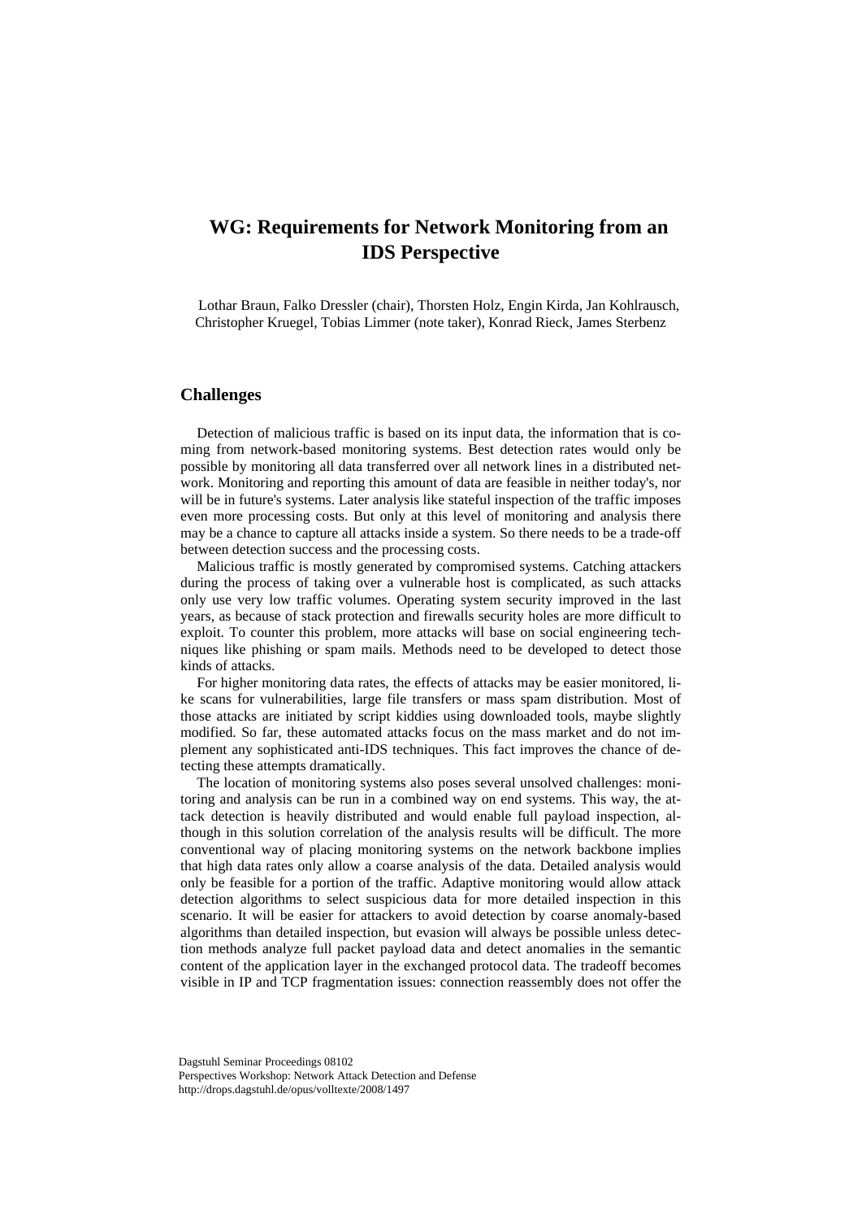# WG: Requirements for Network Monitoring from an IDS Perspective

Lothar Braun, Falko Dressler (chair), Thorsten Holz, Engin Kirda, Jan Kohlrausch, Christopher Kruegel, Tobias Limmer (note taker), Konrad Rieck, James Sterbenz

## Challenges

Detection of malicious traffic is based on its input data, the information that is coming from network-based monitoring systems. Best detection rates would only be possible by monitoring all data transferred over all network lines in a distributed network. Monitoring and reporting this amount of data are feasible in neither today's, nor will be in future's systems. Later analysis like stateful inspection of the traffic imposes even more processing costs. But only at this level of monitoring and analysis there may be a chance to capture all attacks inside a system. So there needs to be a trade-off between detection success and the processing costs.

Malicious traffic is mostly generated by compromised systems. Catching attackers during the process of taking over a vulnerable host is complicated, as such attacks only use very low traffic volumes. Operating system security improved in the last years, as because of stack protection and firewalls security holes are more difficult to exploit. To counter this problem, more attacks will base on social engineering techniques like phishing or spam mails. Methods need to be developed to detect those kinds of attacks.

For higher monitoring data rates, the effects of attacks may be easier monitored, like scans for vulnerabilities, large file transfers or mass spam distribution. Most of those attacks are initiated by script kiddies using downloaded tools, maybe slightly modified. So far, these automated attacks focus on the mass market and do not implement any sophisticated anti-IDS techniques. This fact improves the chance of detecting these attempts dramatically.

The location of monitoring systems also poses several unsolved challenges: monitoring and analysis can be run in a combined way on end systems. This way, the attack detection is heavily distributed and would enable full payload inspection, although in this solution correlation of the analysis results will be difficult. The more conventional way of placing monitoring systems on the network backbone implies that high data rates only allow a coarse analysis of the data. Detailed analysis would only be feasible for a portion of the traffic. Adaptive monitoring would allow attack detection algorithms to select suspicious data for more detailed inspection in this scenario. It will be easier for attackers to avoid detection by coarse anomaly-based algorithms than detailed inspection, but evasion will always be possible unless detection methods analyze full packet payload data and detect anomalies in the semantic content of the application layer in the exchanged protocol data. The tradeoff becomes visible in IP and TCP fragmentation issues: connection reassembly does not offer the

Dagstuhl Seminar Proceedings 08102
Perspectives Workshop: Network Attack Detection and Defense
http://drops.dagstuhl.de/opus/volltexte/2008/1497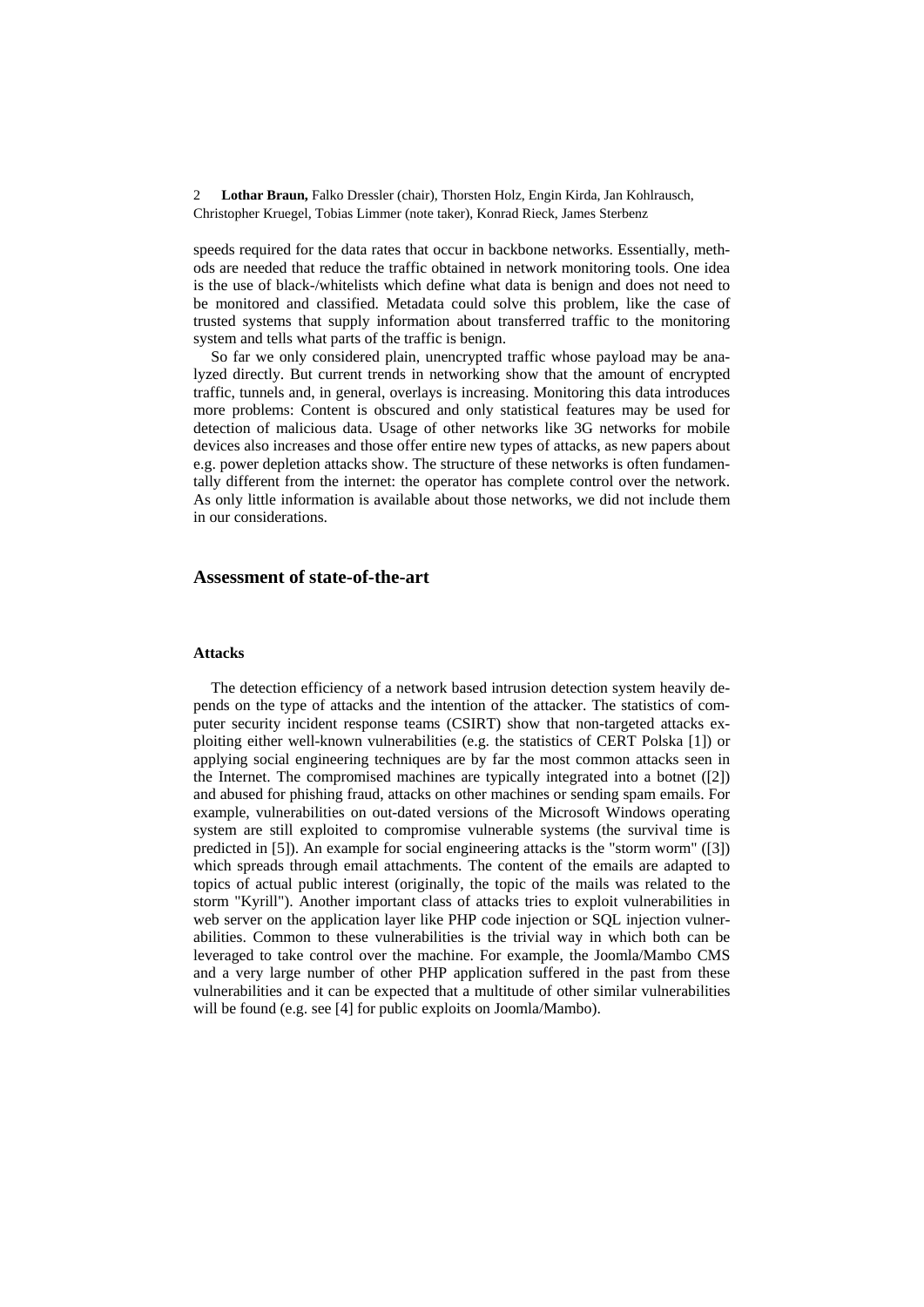speeds required for the data rates that occur in backbone networks. Essentially, methods are needed that reduce the traffic obtained in network monitoring tools. One idea is the use of black-/whitelists which define what data is benign and does not need to be monitored and classified. Metadata could solve this problem, like the case of trusted systems that supply information about transferred traffic to the monitoring system and tells what parts of the traffic is benign.

So far we only considered plain, unencrypted traffic whose payload may be analyzed directly. But current trends in networking show that the amount of encrypted traffic, tunnels and, in general, overlays is increasing. Monitoring this data introduces more problems: Content is obscured and only statistical features may be used for detection of malicious data. Usage of other networks like 3G networks for mobile devices also increases and those offer entire new types of attacks, as new papers about e.g. power depletion attacks show. The structure of these networks is often fundamentally different from the internet: the operator has complete control over the network. As only little information is available about those networks, we did not include them in our considerations.

## Assessment of state-of-the-art

### Attacks

The detection efficiency of a network based intrusion detection system heavily depends on the type of attacks and the intention of the attacker. The statistics of computer security incident response teams (CSIRT) show that non-targeted attacks exploiting either well-known vulnerabilities (e.g. the statistics of CERT Polska [1]) or applying social engineering techniques are by far the most common attacks seen in the Internet. The compromised machines are typically integrated into a botnet ([2]) and abused for phishing fraud, attacks on other machines or sending spam emails. For example, vulnerabilities on out-dated versions of the Microsoft Windows operating system are still exploited to compromise vulnerable systems (the survival time is predicted in [5]). An example for social engineering attacks is the "storm worm" ([3]) which spreads through email attachments. The content of the emails are adapted to topics of actual public interest (originally, the topic of the mails was related to the storm "Kyrill"). Another important class of attacks tries to exploit vulnerabilities in web server on the application layer like PHP code injection or SQL injection vulnerabilities. Common to these vulnerabilities is the trivial way in which both can be leveraged to take control over the machine. For example, the Joomla/Mambo CMS and a very large number of other PHP application suffered in the past from these vulnerabilities and it can be expected that a multitude of other similar vulnerabilities will be found (e.g. see [4] for public exploits on Joomla/Mambo).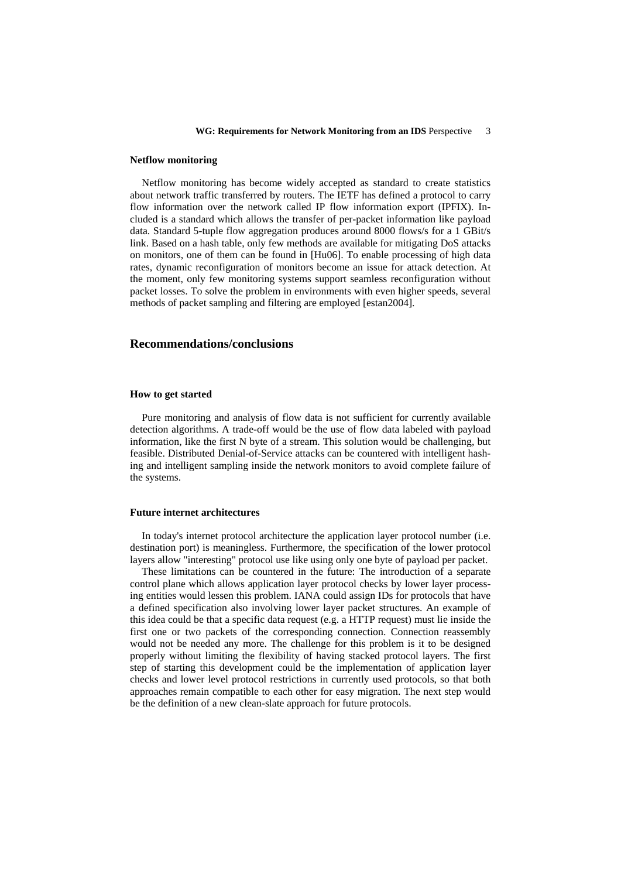#### Netflow monitoring

Netflow monitoring has become widely accepted as standard to create statistics about network traffic transferred by routers. The IETF has defined a protocol to carry flow information over the network called IP flow information export (IPFIX). Included is a standard which allows the transfer of per-packet information like payload data. Standard 5-tuple flow aggregation produces around 8000 flows/s for a 1 GBit/s link. Based on a hash table, only few methods are available for mitigating DoS attacks on monitors, one of them can be found in [Hu06]. To enable processing of high data rates, dynamic reconfiguration of monitors become an issue for attack detection. At the moment, only few monitoring systems support seamless reconfiguration without packet losses. To solve the problem in environments with even higher speeds, several methods of packet sampling and filtering are employed [estan2004].

## Recommendations/conclusions

#### How to get started

Pure monitoring and analysis of flow data is not sufficient for currently available detection algorithms. A trade-off would be the use of flow data labeled with payload information, like the first N byte of a stream. This solution would be challenging, but feasible. Distributed Denial-of-Service attacks can be countered with intelligent hashing and intelligent sampling inside the network monitors to avoid complete failure of the systems.

#### Future internet architectures

In today's internet protocol architecture the application layer protocol number (i.e. destination port) is meaningless. Furthermore, the specification of the lower protocol layers allow "interesting" protocol use like using only one byte of payload per packet.

These limitations can be countered in the future: The introduction of a separate control plane which allows application layer protocol checks by lower layer processing entities would lessen this problem. IANA could assign IDs for protocols that have a defined specification also involving lower layer packet structures. An example of this idea could be that a specific data request (e.g. a HTTP request) must lie inside the first one or two packets of the corresponding connection. Connection reassembly would not be needed any more. The challenge for this problem is it to be designed properly without limiting the flexibility of having stacked protocol layers. The first step of starting this development could be the implementation of application layer checks and lower level protocol restrictions in currently used protocols, so that both approaches remain compatible to each other for easy migration. The next step would be the definition of a new clean-slate approach for future protocols.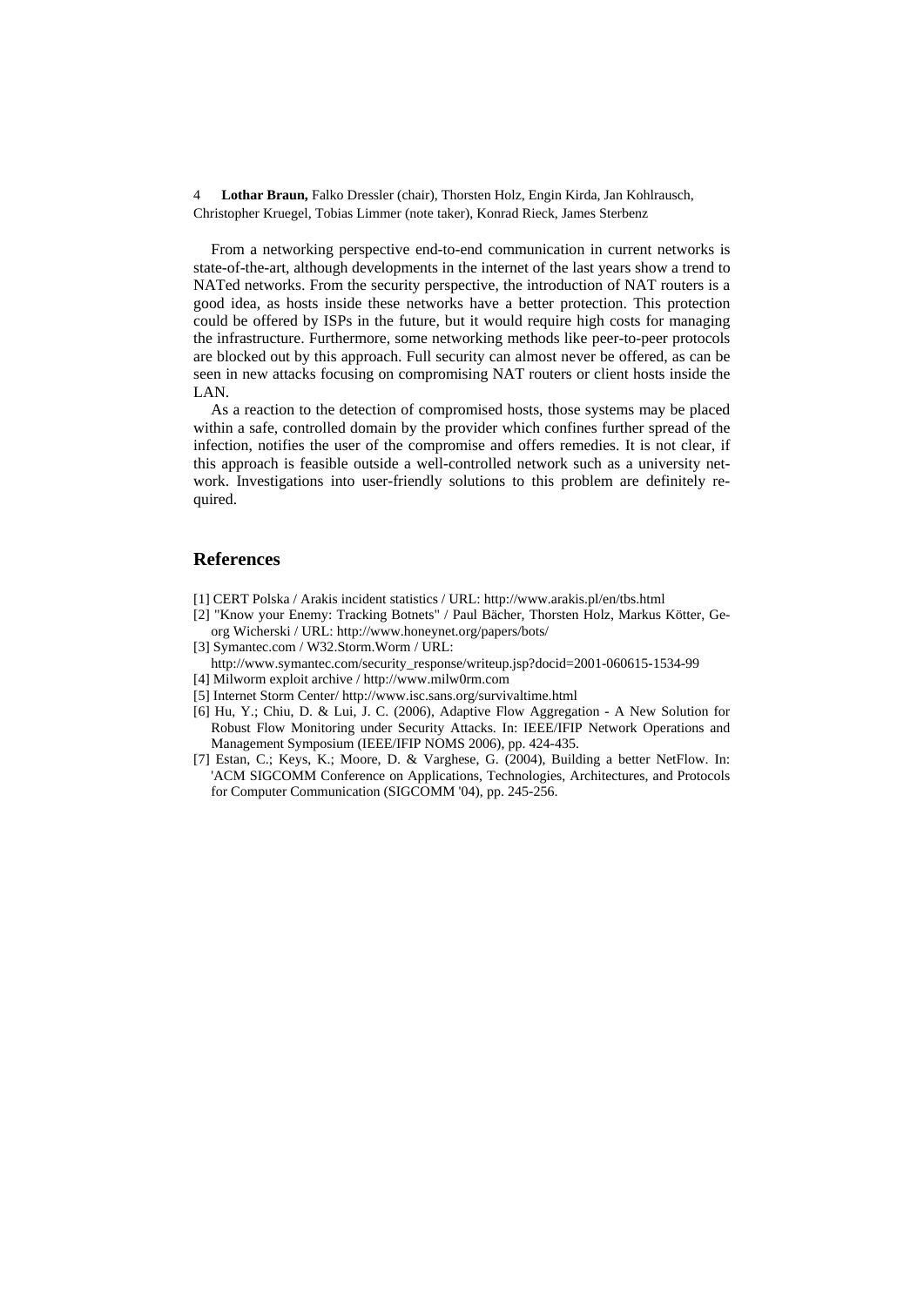From a networking perspective end-to-end communication in current networks is state-of-the-art, although developments in the internet of the last years show a trend to NATed networks. From the security perspective, the introduction of NAT routers is a good idea, as hosts inside these networks have a better protection. This protection could be offered by ISPs in the future, but it would require high costs for managing the infrastructure. Furthermore, some networking methods like peer-to-peer protocols are blocked out by this approach. Full security can almost never be offered, as can be seen in new attacks focusing on compromising NAT routers or client hosts inside the LAN.

As a reaction to the detection of compromised hosts, those systems may be placed within a safe, controlled domain by the provider which confines further spread of the infection, notifies the user of the compromise and offers remedies. It is not clear, if this approach is feasible outside a well-controlled network such as a university network. Investigations into user-friendly solutions to this problem are definitely required.

## References

[1] CERT Polska / Arakis incident statistics / URL: http://www.arakis.pl/en/tbs.html

[2] "Know your Enemy: Tracking Botnets" / Paul Bächer, Thorsten Holz, Markus Kötter, Georg Wicherski / URL: http://www.honeynet.org/papers/bots/

[3] Symantec.com / W32.Storm.Worm / URL: http://www.symantec.com/security_response/writeup.jsp?docid=2001-060615-1534-99

[4] Milworm exploit archive / http://www.milw0rm.com

[5] Internet Storm Center/ http://www.isc.sans.org/survivaltime.html

[6] Hu, Y.; Chiu, D. & Lui, J. C. (2006), Adaptive Flow Aggregation - A New Solution for Robust Flow Monitoring under Security Attacks. In: IEEE/IFIP Network Operations and Management Symposium (IEEE/IFIP NOMS 2006), pp. 424-435.

[7] Estan, C.; Keys, K.; Moore, D. & Varghese, G. (2004), Building a better NetFlow. In: 'ACM SIGCOMM Conference on Applications, Technologies, Architectures, and Protocols for Computer Communication (SIGCOMM '04), pp. 245-256.